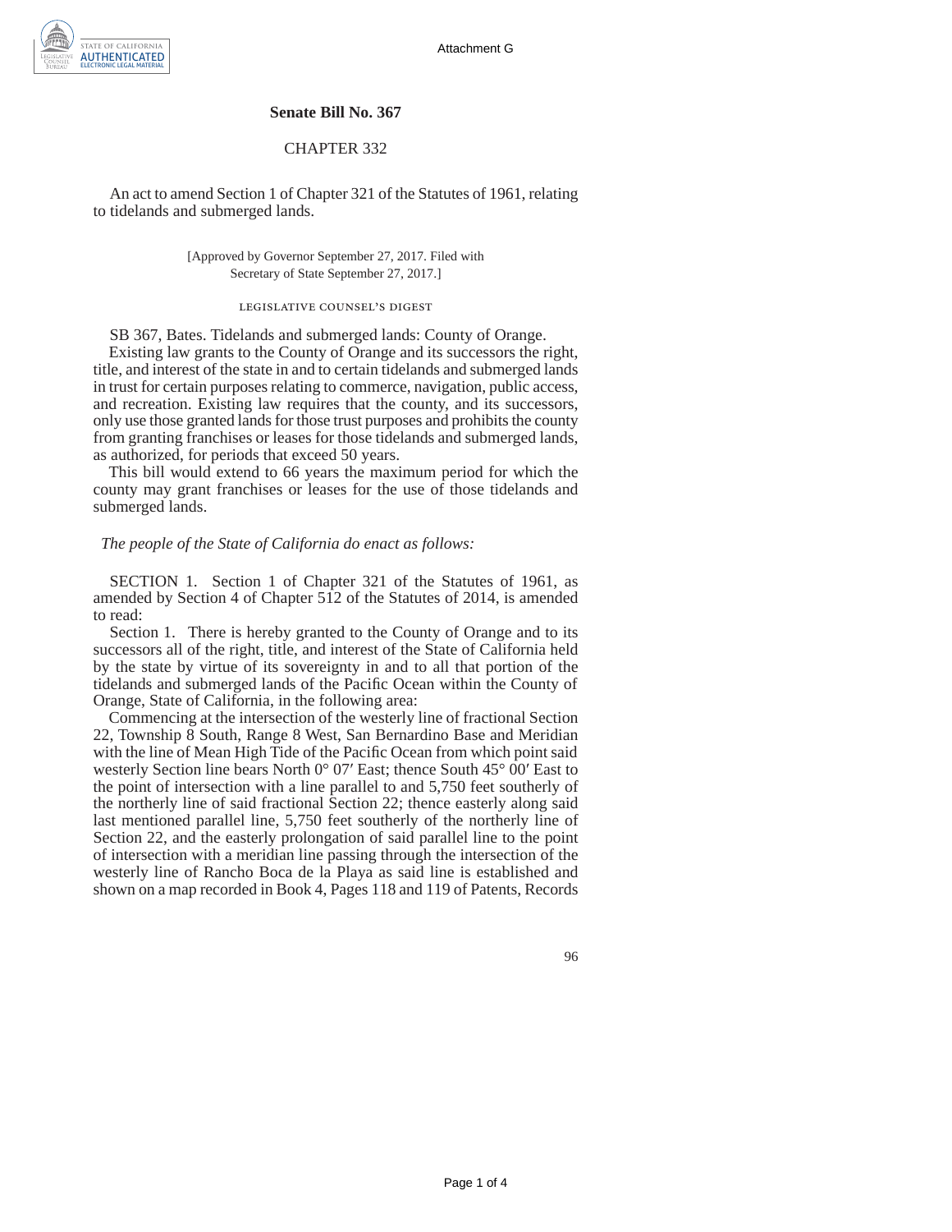# Senate Bill No. 367

## CHAPTER 332

An act to amend Section 1 of Chapter 321 of the Statutes of 1961, relating to tidelands and submerged lands.

[Approved by Governor September 27, 2017. Filed with Secretary of State September 27, 2017.]

### LEGISLATIVE COUNSEL'S DIGEST

SB 367, Bates. Tidelands and submerged lands: County of Orange.

Existing law grants to the County of Orange and its successors the right, title, and interest of the state in and to certain tidelands and submerged lands in trust for certain purposes relating to commerce, navigation, public access, and recreation. Existing law requires that the county, and its successors, only use those granted lands for those trust purposes and prohibits the county from granting franchises or leases for those tidelands and submerged lands, as authorized, for periods that exceed 50 years.

This bill would extend to 66 years the maximum period for which the county may grant franchises or leases for the use of those tidelands and submerged lands.

*The people of the State of California do enact as follows:*

SECTION 1. Section 1 of Chapter 321 of the Statutes of 1961, as amended by Section 4 of Chapter 512 of the Statutes of 2014, is amended to read:

Section 1. There is hereby granted to the County of Orange and to its successors all of the right, title, and interest of the State of California held by the state by virtue of its sovereignty in and to all that portion of the tidelands and submerged lands of the Pacific Ocean within the County of Orange, State of California, in the following area:

Commencing at the intersection of the westerly line of fractional Section 22, Township 8 South, Range 8 West, San Bernardino Base and Meridian with the line of Mean High Tide of the Pacific Ocean from which point said westerly Section line bears North 0° 07′ East; thence South 45° 00′ East to the point of intersection with a line parallel to and 5,750 feet southerly of the northerly line of said fractional Section 22; thence easterly along said last mentioned parallel line, 5,750 feet southerly of the northerly line of Section 22, and the easterly prolongation of said parallel line to the point of intersection with a meridian line passing through the intersection of the westerly line of Rancho Boca de la Playa as said line is established and shown on a map recorded in Book 4, Pages 118 and 119 of Patents, Records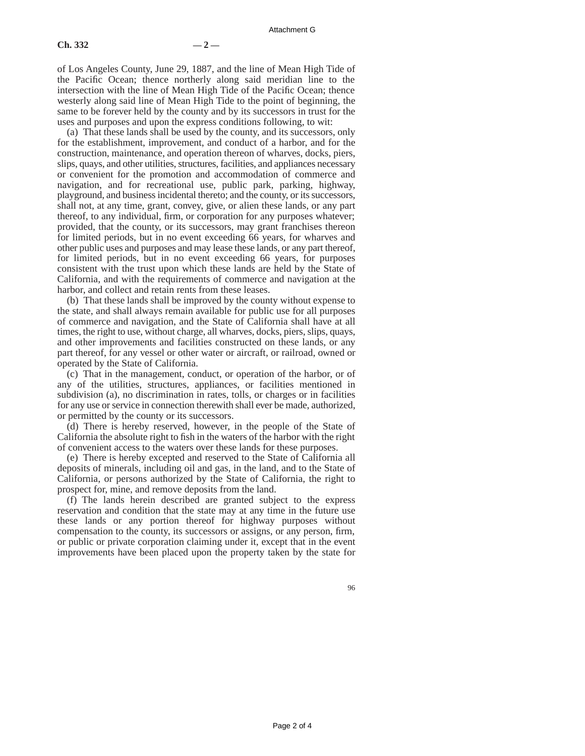of Los Angeles County, June 29, 1887, and the line of Mean High Tide of the Pacific Ocean; thence northerly along said meridian line to the intersection with the line of Mean High Tide of the Pacific Ocean; thence westerly along said line of Mean High Tide to the point of beginning, the same to be forever held by the county and by its successors in trust for the uses and purposes and upon the express conditions following, to wit:

(a) That these lands shall be used by the county, and its successors, only for the establishment, improvement, and conduct of a harbor, and for the construction, maintenance, and operation thereon of wharves, docks, piers, slips, quays, and other utilities, structures, facilities, and appliances necessary or convenient for the promotion and accommodation of commerce and navigation, and for recreational use, public park, parking, highway, playground, and business incidental thereto; and the county, or its successors, shall not, at any time, grant, convey, give, or alien these lands, or any part thereof, to any individual, firm, or corporation for any purposes whatever; provided, that the county, or its successors, may grant franchises thereon for limited periods, but in no event exceeding 66 years, for wharves and other public uses and purposes and may lease these lands, or any part thereof, for limited periods, but in no event exceeding 66 years, for purposes consistent with the trust upon which these lands are held by the State of California, and with the requirements of commerce and navigation at the harbor, and collect and retain rents from these leases.

(b) That these lands shall be improved by the county without expense to the state, and shall always remain available for public use for all purposes of commerce and navigation, and the State of California shall have at all times, the right to use, without charge, all wharves, docks, piers, slips, quays, and other improvements and facilities constructed on these lands, or any part thereof, for any vessel or other water or aircraft, or railroad, owned or operated by the State of California.

(c) That in the management, conduct, or operation of the harbor, or of any of the utilities, structures, appliances, or facilities mentioned in subdivision (a), no discrimination in rates, tolls, or charges or in facilities for any use or service in connection therewith shall ever be made, authorized, or permitted by the county or its successors.

(d) There is hereby reserved, however, in the people of the State of California the absolute right to fish in the waters of the harbor with the right of convenient access to the waters over these lands for these purposes.

(e) There is hereby excepted and reserved to the State of California all deposits of minerals, including oil and gas, in the land, and to the State of California, or persons authorized by the State of California, the right to prospect for, mine, and remove deposits from the land.

(f) The lands herein described are granted subject to the express reservation and condition that the state may at any time in the future use these lands or any portion thereof for highway purposes without compensation to the county, its successors or assigns, or any person, firm, or public or private corporation claiming under it, except that in the event improvements have been placed upon the property taken by the state for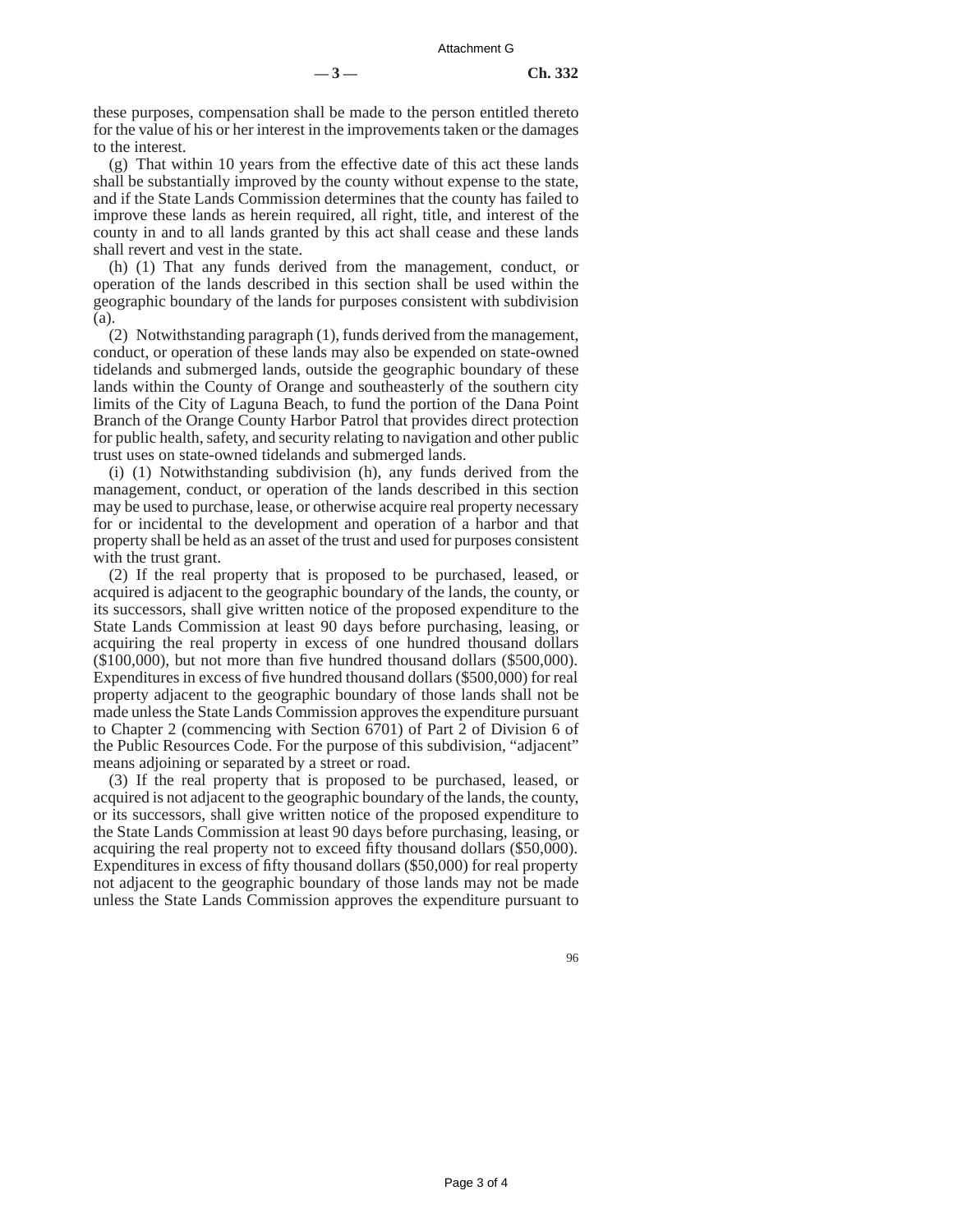these purposes, compensation shall be made to the person entitled thereto for the value of his or her interest in the improvements taken or the damages to the interest.

(g) That within 10 years from the effective date of this act these lands shall be substantially improved by the county without expense to the state, and if the State Lands Commission determines that the county has failed to improve these lands as herein required, all right, title, and interest of the county in and to all lands granted by this act shall cease and these lands shall revert and vest in the state.

(h) (1) That any funds derived from the management, conduct, or operation of the lands described in this section shall be used within the geographic boundary of the lands for purposes consistent with subdivision (a).

(2) Notwithstanding paragraph (1), funds derived from the management, conduct, or operation of these lands may also be expended on state-owned tidelands and submerged lands, outside the geographic boundary of these lands within the County of Orange and southeasterly of the southern city limits of the City of Laguna Beach, to fund the portion of the Dana Point Branch of the Orange County Harbor Patrol that provides direct protection for public health, safety, and security relating to navigation and other public trust uses on state-owned tidelands and submerged lands.

(i) (1) Notwithstanding subdivision (h), any funds derived from the management, conduct, or operation of the lands described in this section may be used to purchase, lease, or otherwise acquire real property necessary for or incidental to the development and operation of a harbor and that property shall be held as an asset of the trust and used for purposes consistent with the trust grant.

(2) If the real property that is proposed to be purchased, leased, or acquired is adjacent to the geographic boundary of the lands, the county, or its successors, shall give written notice of the proposed expenditure to the State Lands Commission at least 90 days before purchasing, leasing, or acquiring the real property in excess of one hundred thousand dollars ($100,000), but not more than five hundred thousand dollars ($500,000). Expenditures in excess of five hundred thousand dollars ($500,000) for real property adjacent to the geographic boundary of those lands shall not be made unless the State Lands Commission approves the expenditure pursuant to Chapter 2 (commencing with Section 6701) of Part 2 of Division 6 of the Public Resources Code. For the purpose of this subdivision, "adjacent" means adjoining or separated by a street or road.

(3) If the real property that is proposed to be purchased, leased, or acquired is not adjacent to the geographic boundary of the lands, the county, or its successors, shall give written notice of the proposed expenditure to the State Lands Commission at least 90 days before purchasing, leasing, or acquiring the real property not to exceed fifty thousand dollars ($50,000). Expenditures in excess of fifty thousand dollars ($50,000) for real property not adjacent to the geographic boundary of those lands may not be made unless the State Lands Commission approves the expenditure pursuant to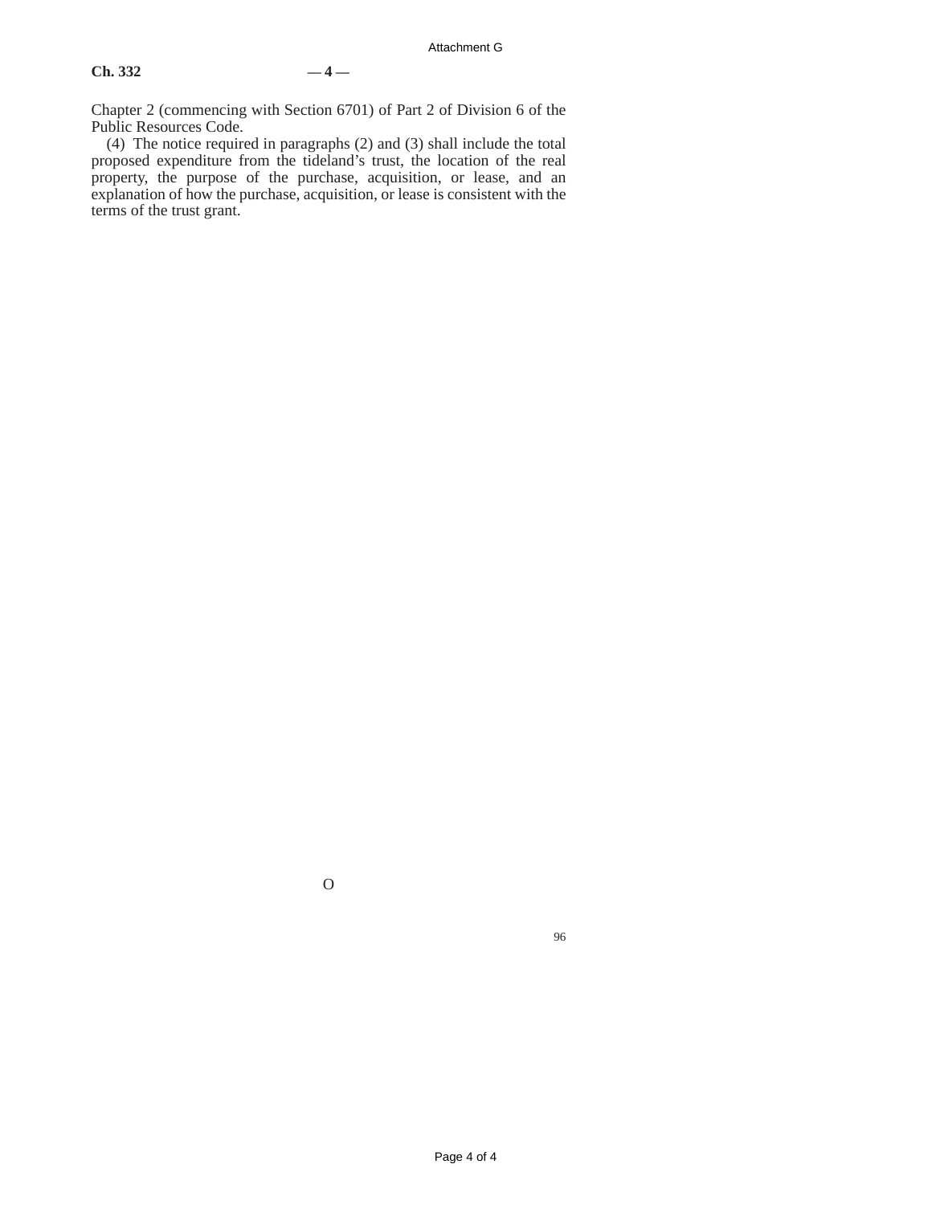Chapter 2 (commencing with Section 6701) of Part 2 of Division 6 of the Public Resources Code.

(4) The notice required in paragraphs (2) and (3) shall include the total proposed expenditure from the tideland's trust, the location of the real property, the purpose of the purchase, acquisition, or lease, and an explanation of how the purchase, acquisition, or lease is consistent with the terms of the trust grant.

O